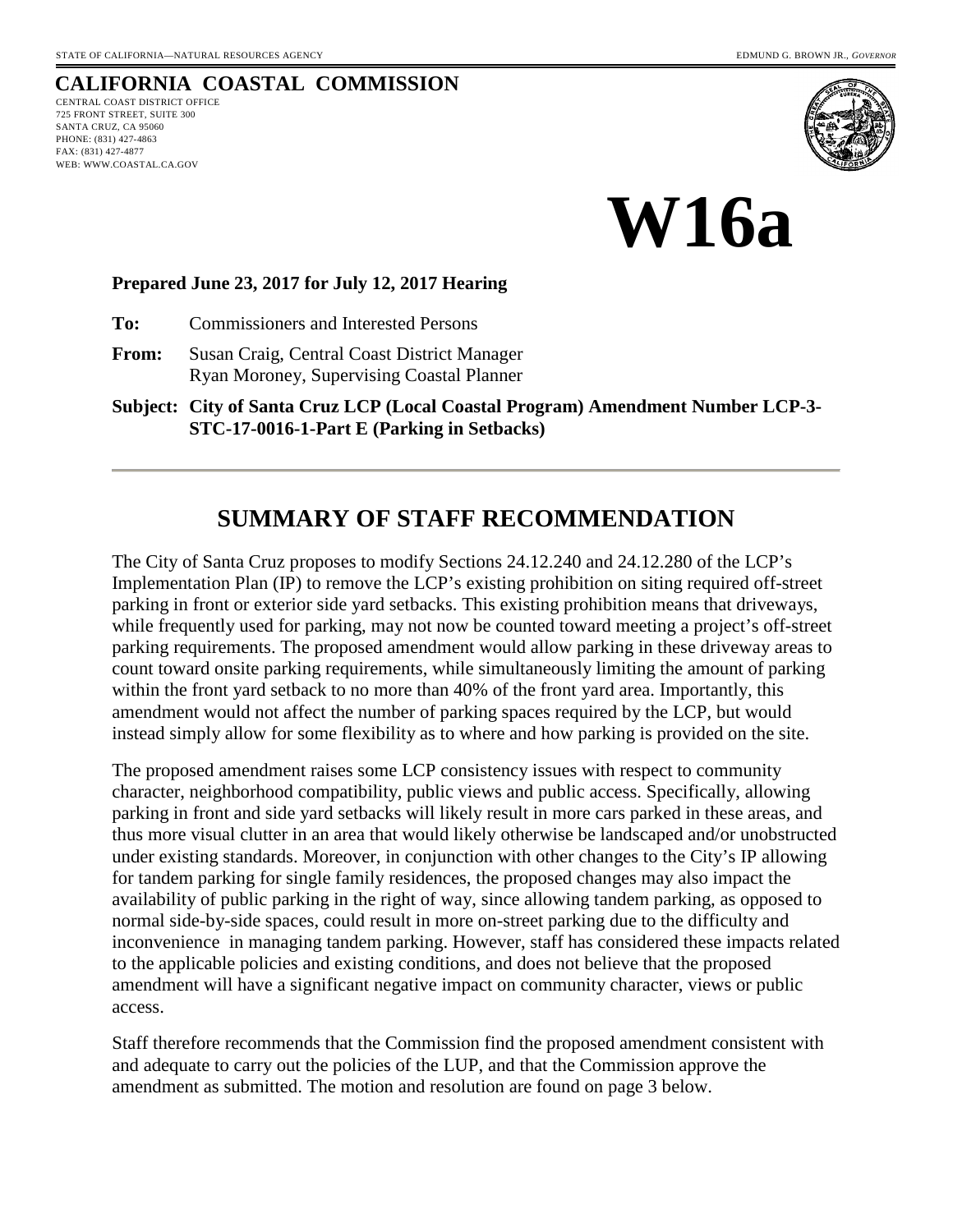STATE OF CALIFORNIA—NATURAL RESOURCES AGENCY EDMUND G. BROWN JR., *GOVERNOR*

**CALIFORNIA COASTAL COMMISSION**
CENTRAL COAST DISTRICT OFFICE
725 FRONT STREET, SUITE 300
SANTA CRUZ, CA 95060
PHONE: (831) 427-4863
FAX: (831) 427-4877
WEB: WWW.COASTAL.CA.GOV

# W16a

**Prepared June 23, 2017 for July 12, 2017 Hearing**

**To:** Commissioners and Interested Persons

**From:** Susan Craig, Central Coast District Manager
Ryan Moroney, Supervising Coastal Planner

**Subject: City of Santa Cruz LCP (Local Coastal Program) Amendment Number LCP-3-STC-17-0016-1-Part E (Parking in Setbacks)**

## SUMMARY OF STAFF RECOMMENDATION

The City of Santa Cruz proposes to modify Sections 24.12.240 and 24.12.280 of the LCP's Implementation Plan (IP) to remove the LCP's existing prohibition on siting required off-street parking in front or exterior side yard setbacks. This existing prohibition means that driveways, while frequently used for parking, may not now be counted toward meeting a project's off-street parking requirements. The proposed amendment would allow parking in these driveway areas to count toward onsite parking requirements, while simultaneously limiting the amount of parking within the front yard setback to no more than 40% of the front yard area. Importantly, this amendment would not affect the number of parking spaces required by the LCP, but would instead simply allow for some flexibility as to where and how parking is provided on the site.

The proposed amendment raises some LCP consistency issues with respect to community character, neighborhood compatibility, public views and public access. Specifically, allowing parking in front and side yard setbacks will likely result in more cars parked in these areas, and thus more visual clutter in an area that would likely otherwise be landscaped and/or unobstructed under existing standards. Moreover, in conjunction with other changes to the City's IP allowing for tandem parking for single family residences, the proposed changes may also impact the availability of public parking in the right of way, since allowing tandem parking, as opposed to normal side-by-side spaces, could result in more on-street parking due to the difficulty and inconvenience in managing tandem parking. However, staff has considered these impacts related to the applicable policies and existing conditions, and does not believe that the proposed amendment will have a significant negative impact on community character, views or public access.

Staff therefore recommends that the Commission find the proposed amendment consistent with and adequate to carry out the policies of the LUP, and that the Commission approve the amendment as submitted. The motion and resolution are found on page 3 below.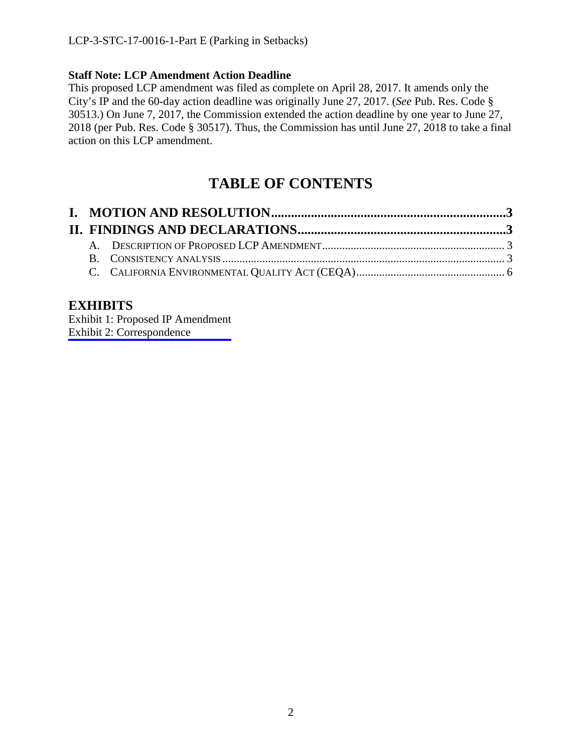**Staff Note: LCP Amendment Action Deadline**

This proposed LCP amendment was filed as complete on April 28, 2017. It amends only the City's IP and the 60-day action deadline was originally June 27, 2017. (*See* Pub. Res. Code § 30513.) On June 7, 2017, the Commission extended the action deadline by one year to June 27, 2018 (per Pub. Res. Code § 30517). Thus, the Commission has until June 27, 2018 to take a final action on this LCP amendment.

# TABLE OF CONTENTS

**I. MOTION AND RESOLUTION....................................................................3**

**II. FINDINGS AND DECLARATIONS..........................................................3**

- A. DESCRIPTION OF PROPOSED LCP AMENDMENT.................................................... 3
- B. CONSISTENCY ANALYSIS.................................................................................... 3
- C. CALIFORNIA ENVIRONMENTAL QUALITY ACT (CEQA)........................................ 6

## EXHIBITS

Exhibit 1: Proposed IP Amendment
Exhibit 2: Correspondence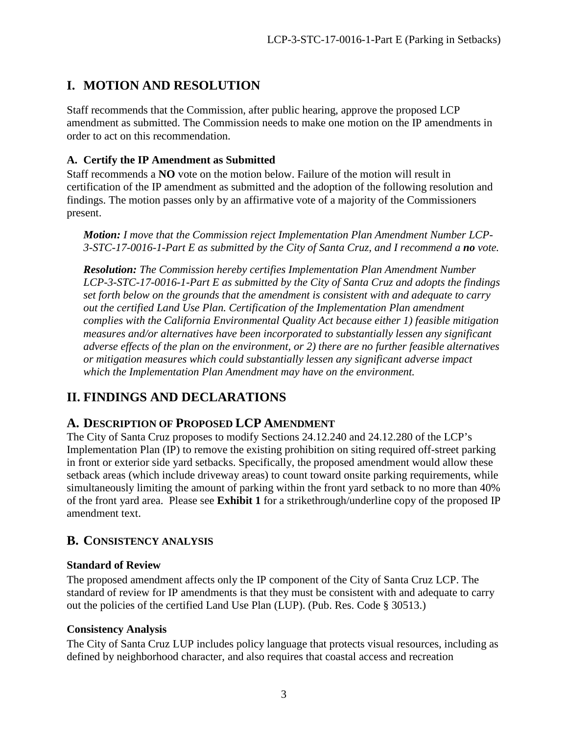## I. MOTION AND RESOLUTION

Staff recommends that the Commission, after public hearing, approve the proposed LCP amendment as submitted. The Commission needs to make one motion on the IP amendments in order to act on this recommendation.

### A. Certify the IP Amendment as Submitted

Staff recommends a **NO** vote on the motion below. Failure of the motion will result in certification of the IP amendment as submitted and the adoption of the following resolution and findings. The motion passes only by an affirmative vote of a majority of the Commissioners present.

> ***Motion:*** *I move that the Commission reject Implementation Plan Amendment Number LCP-3-STC-17-0016-1-Part E as submitted by the City of Santa Cruz, and I recommend a* ***no*** *vote.*

> ***Resolution:*** *The Commission hereby certifies Implementation Plan Amendment Number LCP-3-STC-17-0016-1-Part E as submitted by the City of Santa Cruz and adopts the findings set forth below on the grounds that the amendment is consistent with and adequate to carry out the certified Land Use Plan. Certification of the Implementation Plan amendment complies with the California Environmental Quality Act because either 1) feasible mitigation measures and/or alternatives have been incorporated to substantially lessen any significant adverse effects of the plan on the environment, or 2) there are no further feasible alternatives or mitigation measures which could substantially lessen any significant adverse impact which the Implementation Plan Amendment may have on the environment.*

## II. FINDINGS AND DECLARATIONS

### A. DESCRIPTION OF PROPOSED LCP AMENDMENT

The City of Santa Cruz proposes to modify Sections 24.12.240 and 24.12.280 of the LCP's Implementation Plan (IP) to remove the existing prohibition on siting required off-street parking in front or exterior side yard setbacks. Specifically, the proposed amendment would allow these setback areas (which include driveway areas) to count toward onsite parking requirements, while simultaneously limiting the amount of parking within the front yard setback to no more than 40% of the front yard area. Please see **Exhibit 1** for a strikethrough/underline copy of the proposed IP amendment text.

### B. CONSISTENCY ANALYSIS

#### Standard of Review

The proposed amendment affects only the IP component of the City of Santa Cruz LCP. The standard of review for IP amendments is that they must be consistent with and adequate to carry out the policies of the certified Land Use Plan (LUP). (Pub. Res. Code § 30513.)

#### Consistency Analysis

The City of Santa Cruz LUP includes policy language that protects visual resources, including as defined by neighborhood character, and also requires that coastal access and recreation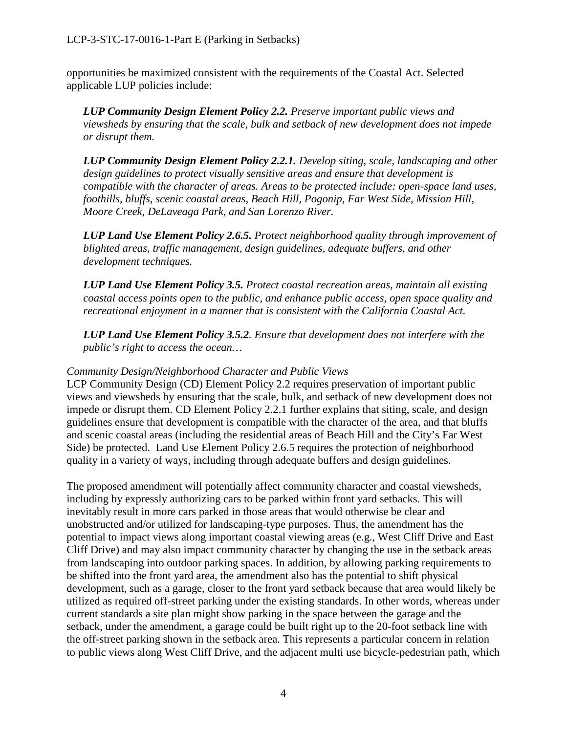opportunities be maximized consistent with the requirements of the Coastal Act. Selected applicable LUP policies include:

> ***LUP Community Design Element Policy 2.2.*** *Preserve important public views and viewsheds by ensuring that the scale, bulk and setback of new development does not impede or disrupt them.*
>
> ***LUP Community Design Element Policy 2.2.1.*** *Develop siting, scale, landscaping and other design guidelines to protect visually sensitive areas and ensure that development is compatible with the character of areas. Areas to be protected include: open-space land uses, foothills, bluffs, scenic coastal areas, Beach Hill, Pogonip, Far West Side, Mission Hill, Moore Creek, DeLaveaga Park, and San Lorenzo River.*
>
> ***LUP Land Use Element Policy 2.6.5.*** *Protect neighborhood quality through improvement of blighted areas, traffic management, design guidelines, adequate buffers, and other development techniques.*
>
> ***LUP Land Use Element Policy 3.5.*** *Protect coastal recreation areas, maintain all existing coastal access points open to the public, and enhance public access, open space quality and recreational enjoyment in a manner that is consistent with the California Coastal Act.*
>
> ***LUP Land Use Element Policy 3.5.2****. Ensure that development does not interfere with the public's right to access the ocean…*

*Community Design/Neighborhood Character and Public Views*

LCP Community Design (CD) Element Policy 2.2 requires preservation of important public views and viewsheds by ensuring that the scale, bulk, and setback of new development does not impede or disrupt them. CD Element Policy 2.2.1 further explains that siting, scale, and design guidelines ensure that development is compatible with the character of the area, and that bluffs and scenic coastal areas (including the residential areas of Beach Hill and the City's Far West Side) be protected. Land Use Element Policy 2.6.5 requires the protection of neighborhood quality in a variety of ways, including through adequate buffers and design guidelines.

The proposed amendment will potentially affect community character and coastal viewsheds, including by expressly authorizing cars to be parked within front yard setbacks. This will inevitably result in more cars parked in those areas that would otherwise be clear and unobstructed and/or utilized for landscaping-type purposes. Thus, the amendment has the potential to impact views along important coastal viewing areas (e.g., West Cliff Drive and East Cliff Drive) and may also impact community character by changing the use in the setback areas from landscaping into outdoor parking spaces. In addition, by allowing parking requirements to be shifted into the front yard area, the amendment also has the potential to shift physical development, such as a garage, closer to the front yard setback because that area would likely be utilized as required off-street parking under the existing standards. In other words, whereas under current standards a site plan might show parking in the space between the garage and the setback, under the amendment, a garage could be built right up to the 20-foot setback line with the off-street parking shown in the setback area. This represents a particular concern in relation to public views along West Cliff Drive, and the adjacent multi use bicycle-pedestrian path, which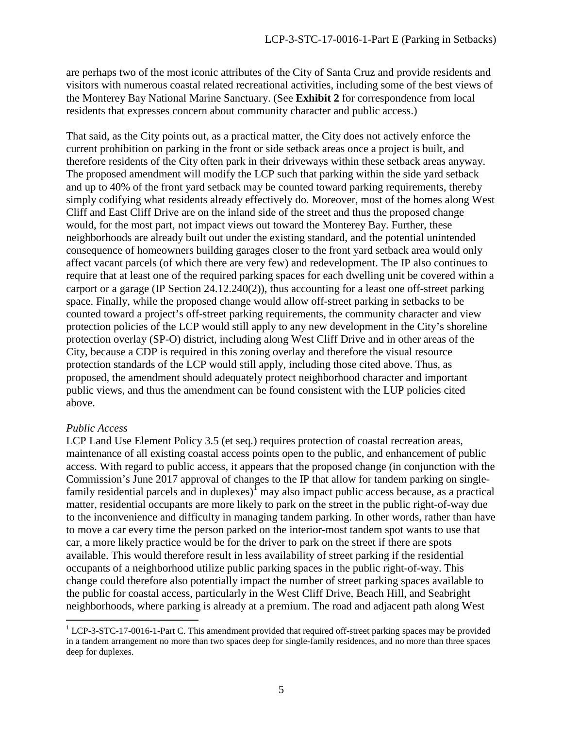are perhaps two of the most iconic attributes of the City of Santa Cruz and provide residents and visitors with numerous coastal related recreational activities, including some of the best views of the Monterey Bay National Marine Sanctuary. (See **Exhibit 2** for correspondence from local residents that expresses concern about community character and public access.)

That said, as the City points out, as a practical matter, the City does not actively enforce the current prohibition on parking in the front or side setback areas once a project is built, and therefore residents of the City often park in their driveways within these setback areas anyway. The proposed amendment will modify the LCP such that parking within the side yard setback and up to 40% of the front yard setback may be counted toward parking requirements, thereby simply codifying what residents already effectively do. Moreover, most of the homes along West Cliff and East Cliff Drive are on the inland side of the street and thus the proposed change would, for the most part, not impact views out toward the Monterey Bay. Further, these neighborhoods are already built out under the existing standard, and the potential unintended consequence of homeowners building garages closer to the front yard setback area would only affect vacant parcels (of which there are very few) and redevelopment. The IP also continues to require that at least one of the required parking spaces for each dwelling unit be covered within a carport or a garage (IP Section 24.12.240(2)), thus accounting for a least one off-street parking space. Finally, while the proposed change would allow off-street parking in setbacks to be counted toward a project's off-street parking requirements, the community character and view protection policies of the LCP would still apply to any new development in the City's shoreline protection overlay (SP-O) district, including along West Cliff Drive and in other areas of the City, because a CDP is required in this zoning overlay and therefore the visual resource protection standards of the LCP would still apply, including those cited above. Thus, as proposed, the amendment should adequately protect neighborhood character and important public views, and thus the amendment can be found consistent with the LUP policies cited above.

*Public Access*

LCP Land Use Element Policy 3.5 (et seq.) requires protection of coastal recreation areas, maintenance of all existing coastal access points open to the public, and enhancement of public access. With regard to public access, it appears that the proposed change (in conjunction with the Commission's June 2017 approval of changes to the IP that allow for tandem parking on single-family residential parcels and in duplexes)[1] may also impact public access because, as a practical matter, residential occupants are more likely to park on the street in the public right-of-way due to the inconvenience and difficulty in managing tandem parking. In other words, rather than have to move a car every time the person parked on the interior-most tandem spot wants to use that car, a more likely practice would be for the driver to park on the street if there are spots available. This would therefore result in less availability of street parking if the residential occupants of a neighborhood utilize public parking spaces in the public right-of-way. This change could therefore also potentially impact the number of street parking spaces available to the public for coastal access, particularly in the West Cliff Drive, Beach Hill, and Seabright neighborhoods, where parking is already at a premium. The road and adjacent path along West

[1] LCP-3-STC-17-0016-1-Part C. This amendment provided that required off-street parking spaces may be provided in a tandem arrangement no more than two spaces deep for single-family residences, and no more than three spaces deep for duplexes.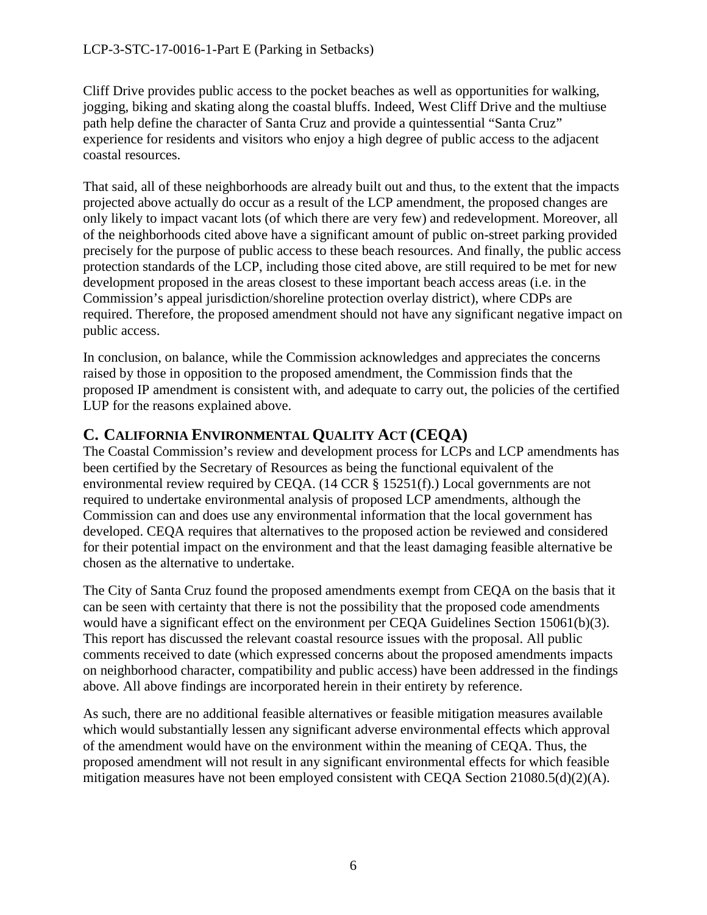Cliff Drive provides public access to the pocket beaches as well as opportunities for walking, jogging, biking and skating along the coastal bluffs. Indeed, West Cliff Drive and the multiuse path help define the character of Santa Cruz and provide a quintessential "Santa Cruz" experience for residents and visitors who enjoy a high degree of public access to the adjacent coastal resources.

That said, all of these neighborhoods are already built out and thus, to the extent that the impacts projected above actually do occur as a result of the LCP amendment, the proposed changes are only likely to impact vacant lots (of which there are very few) and redevelopment. Moreover, all of the neighborhoods cited above have a significant amount of public on-street parking provided precisely for the purpose of public access to these beach resources. And finally, the public access protection standards of the LCP, including those cited above, are still required to be met for new development proposed in the areas closest to these important beach access areas (i.e. in the Commission's appeal jurisdiction/shoreline protection overlay district), where CDPs are required. Therefore, the proposed amendment should not have any significant negative impact on public access.

In conclusion, on balance, while the Commission acknowledges and appreciates the concerns raised by those in opposition to the proposed amendment, the Commission finds that the proposed IP amendment is consistent with, and adequate to carry out, the policies of the certified LUP for the reasons explained above.

## C. California Environmental Quality Act (CEQA)

The Coastal Commission's review and development process for LCPs and LCP amendments has been certified by the Secretary of Resources as being the functional equivalent of the environmental review required by CEQA. (14 CCR § 15251(f).) Local governments are not required to undertake environmental analysis of proposed LCP amendments, although the Commission can and does use any environmental information that the local government has developed. CEQA requires that alternatives to the proposed action be reviewed and considered for their potential impact on the environment and that the least damaging feasible alternative be chosen as the alternative to undertake.

The City of Santa Cruz found the proposed amendments exempt from CEQA on the basis that it can be seen with certainty that there is not the possibility that the proposed code amendments would have a significant effect on the environment per CEQA Guidelines Section 15061(b)(3). This report has discussed the relevant coastal resource issues with the proposal. All public comments received to date (which expressed concerns about the proposed amendments impacts on neighborhood character, compatibility and public access) have been addressed in the findings above. All above findings are incorporated herein in their entirety by reference.

As such, there are no additional feasible alternatives or feasible mitigation measures available which would substantially lessen any significant adverse environmental effects which approval of the amendment would have on the environment within the meaning of CEQA. Thus, the proposed amendment will not result in any significant environmental effects for which feasible mitigation measures have not been employed consistent with CEQA Section 21080.5(d)(2)(A).